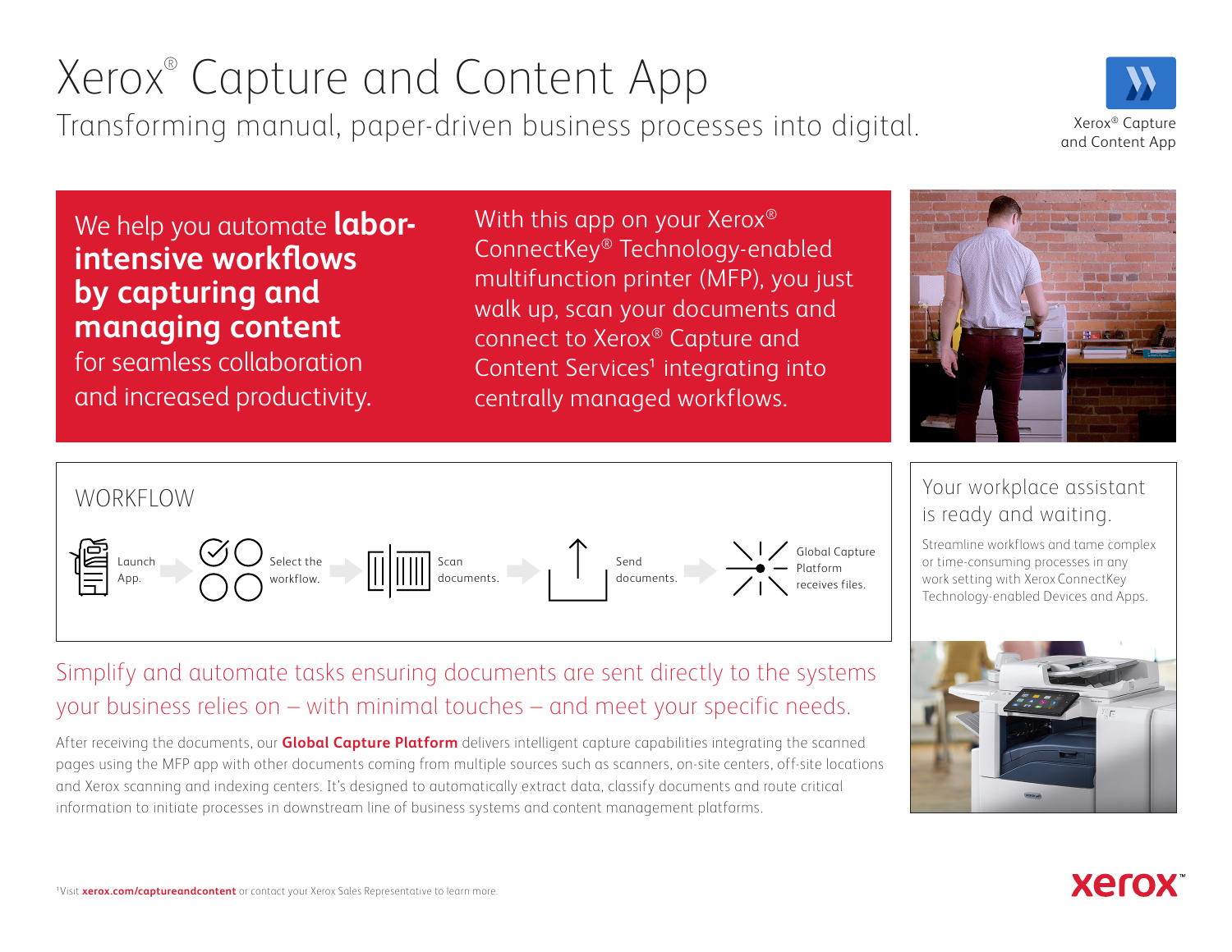# Xerox® Capture and Content App

Transforming manual, paper-driven business processes into digital.

Xerox® Capture and Content App

We help you automate **labor-intensive workflows by capturing and managing content** for seamless collaboration and increased productivity.

With this app on your Xerox® ConnectKey® Technology-enabled multifunction printer (MFP), you just walk up, scan your documents and connect to Xerox® Capture and Content Services[1] integrating into centrally managed workflows.

## WORKFLOW

Launch App. → Select the workflow. → Scan documents. → Send documents. → Global Capture Platform receives files.

## Your workplace assistant is ready and waiting.

Streamline workflows and tame complex or time-consuming processes in any work setting with Xerox ConnectKey Technology-enabled Devices and Apps.

## Simplify and automate tasks ensuring documents are sent directly to the systems your business relies on – with minimal touches – and meet your specific needs.

After receiving the documents, our **Global Capture Platform** delivers intelligent capture capabilities integrating the scanned pages using the MFP app with other documents coming from multiple sources such as scanners, on-site centers, off-site locations and Xerox scanning and indexing centers. It's designed to automatically extract data, classify documents and route critical information to initiate processes in downstream line of business systems and content management platforms.

[1]Visit **xerox.com/captureandcontent** or contact your Xerox Sales Representative to learn more.

xerox™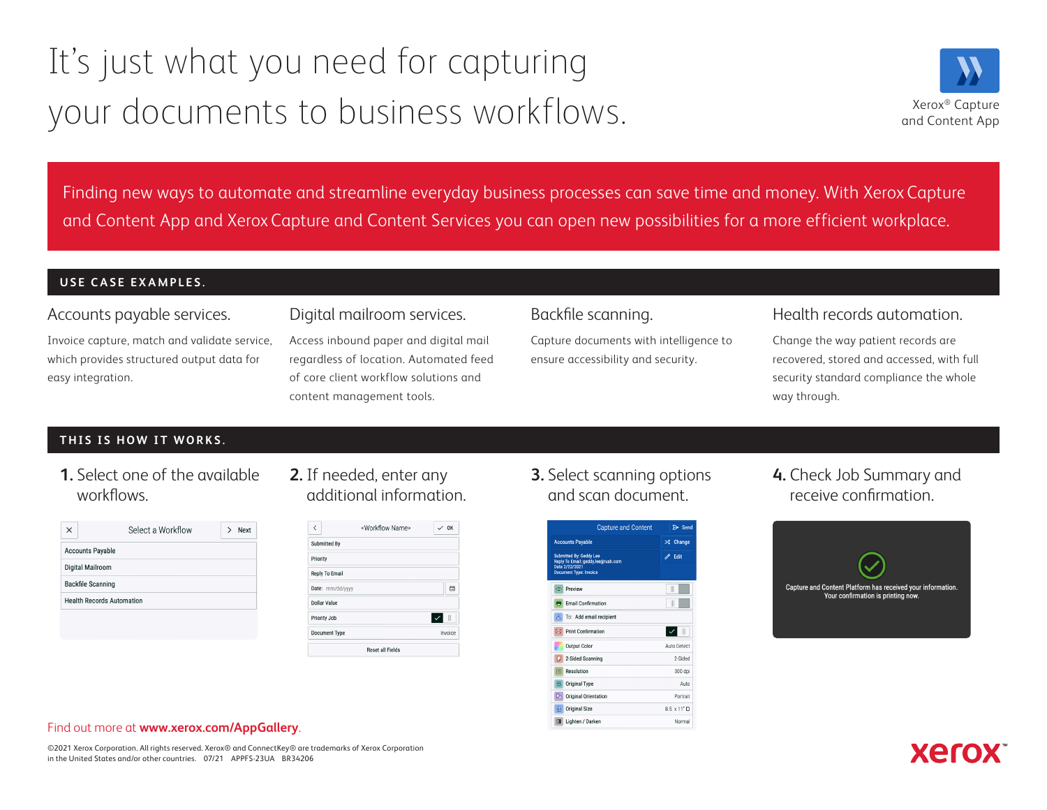# It's just what you need for capturing your documents to business workflows.

Xerox® Capture and Content App

Finding new ways to automate and streamline everyday business processes can save time and money. With Xerox Capture and Content App and Xerox Capture and Content Services you can open new possibilities for a more efficient workplace.

## USE CASE EXAMPLES.

### Accounts payable services.

Invoice capture, match and validate service, which provides structured output data for easy integration.

### Digital mailroom services.

Access inbound paper and digital mail regardless of location. Automated feed of core client workflow solutions and content management tools.

### Backfile scanning.

Capture documents with intelligence to ensure accessibility and security.

### Health records automation.

Change the way patient records are recovered, stored and accessed, with full security standard compliance the whole way through.

## THIS IS HOW IT WORKS.

### 1. Select one of the available workflows.

Select a Workflow
Next
Accounts Payable
Digital Mailroom
Backfile Scanning
Health Records Automation

### 2. If needed, enter any additional information.

<Workflow Name>
OK
Submitted By
Priority
Reply To Email
Date: mm/dd/yyyy
Dollar Value
Priority Job
Document Type Invoice
Reset all Fields

### 3. Select scanning options and scan document.

Capture and Content
Send
Accounts Payable
Change
Submitted By: Geddy Lee
Reply To Email: geddy.lee@rush.com
Date 2/22/2021
Document Type: Invoice
Edit
Preview
Email Confirmation
To: Add email recipient
Print Confirmation
Output Color Auto Detect
2-Sided Scanning 2-Sided
Resolution 300 dpi
Original Type Auto
Original Orientation Portrait
Original Size 8.5 x 11"
Lighten / Darken Normal

### 4. Check Job Summary and receive confirmation.

Capture and Content Platform has received your information.
Your confirmation is printing now.

Find out more at **www.xerox.com/AppGallery**.

©2021 Xerox Corporation. All rights reserved. Xerox® and ConnectKey® are trademarks of Xerox Corporation in the United States and/or other countries. 07/21 APPFS-23UA BR34206

xerox™